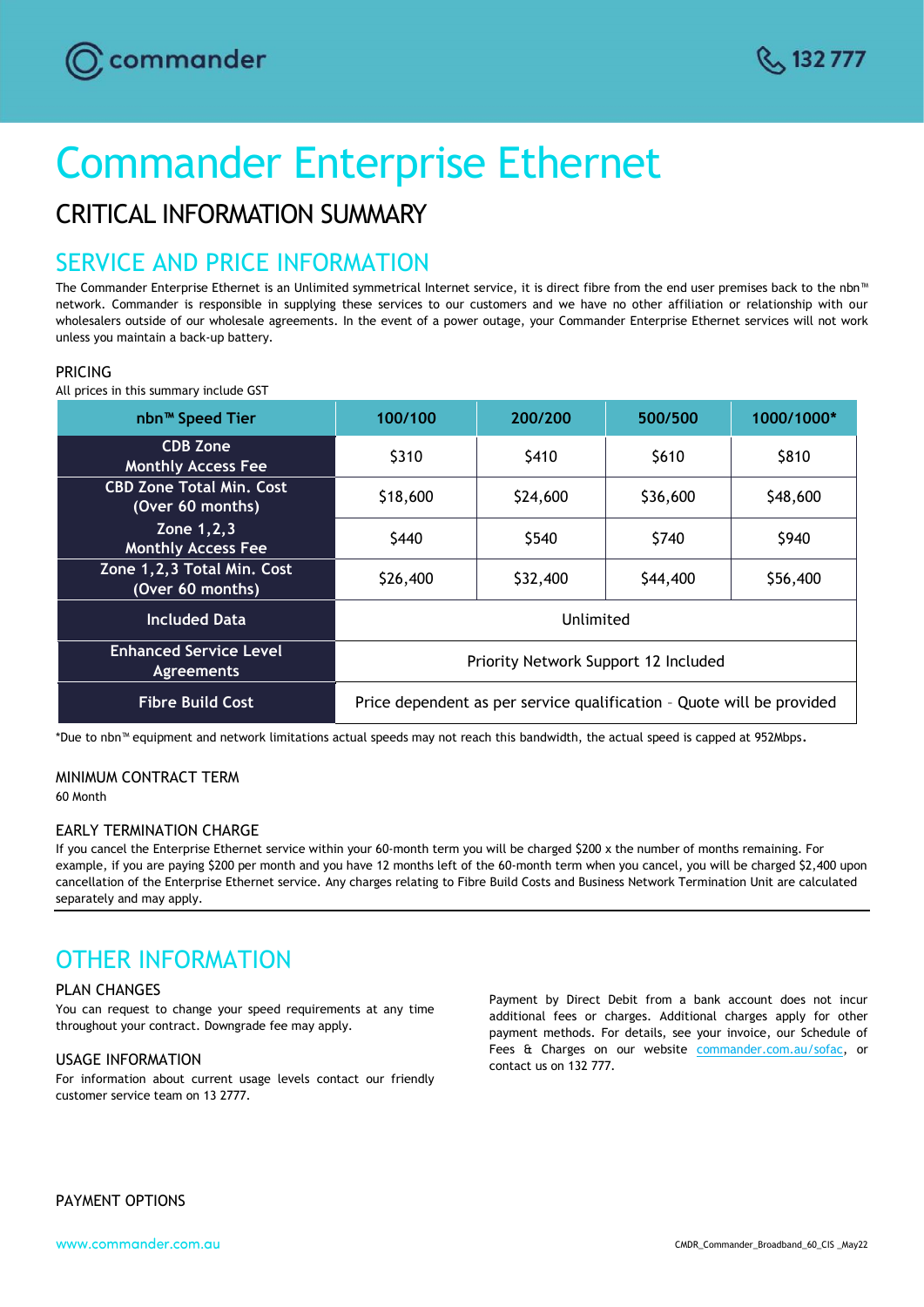commander

132 777

# Commander Enterprise Ethernet

## CRITICAL INFORMATION SUMMARY

## SERVICE AND PRICE INFORMATION

The Commander Enterprise Ethernet is an Unlimited symmetrical Internet service, it is direct fibre from the end user premises back to the nbn™ network. Commander is responsible in supplying these services to our customers and we have no other affiliation or relationship with our wholesalers outside of our wholesale agreements. In the event of a power outage, your Commander Enterprise Ethernet services will not work unless you maintain a back-up battery.

### PRICING

All prices in this summary include GST

| nbn™ Speed Tier | 100/100 | 200/200 | 500/500 | 1000/1000* |
|---|---|---|---|---|
| CDB Zone Monthly Access Fee | $310 | $410 | $610 | $810 |
| CBD Zone Total Min. Cost (Over 60 months) | $18,600 | $24,600 | $36,600 | $48,600 |
| Zone 1,2,3 Monthly Access Fee | $440 | $540 | $740 | $940 |
| Zone 1,2,3 Total Min. Cost (Over 60 months) | $26,400 | $32,400 | $44,400 | $56,400 |
| Included Data | Unlimited | | | |
| Enhanced Service Level Agreements | Priority Network Support 12 Included | | | |
| Fibre Build Cost | Price dependent as per service qualification – Quote will be provided | | | |

*Due to nbn™ equipment and network limitations actual speeds may not reach this bandwidth, the actual speed is capped at 952Mbps.

### MINIMUM CONTRACT TERM

60 Month

### EARLY TERMINATION CHARGE

If you cancel the Enterprise Ethernet service within your 60-month term you will be charged $200 x the number of months remaining. For example, if you are paying $200 per month and you have 12 months left of the 60-month term when you cancel, you will be charged $2,400 upon cancellation of the Enterprise Ethernet service. Any charges relating to Fibre Build Costs and Business Network Termination Unit are calculated separately and may apply.

## OTHER INFORMATION

### PLAN CHANGES

You can request to change your speed requirements at any time throughout your contract. Downgrade fee may apply.

### USAGE INFORMATION

For information about current usage levels contact our friendly customer service team on 13 2777.

### PAYMENT OPTIONS

Payment by Direct Debit from a bank account does not incur additional fees or charges. Additional charges apply for other payment methods. For details, see your invoice, our Schedule of Fees & Charges on our website commander.com.au/sofac, or contact us on 132 777.

www.commander.com.au

CMDR_Commander_Broadband_60_CIS _May22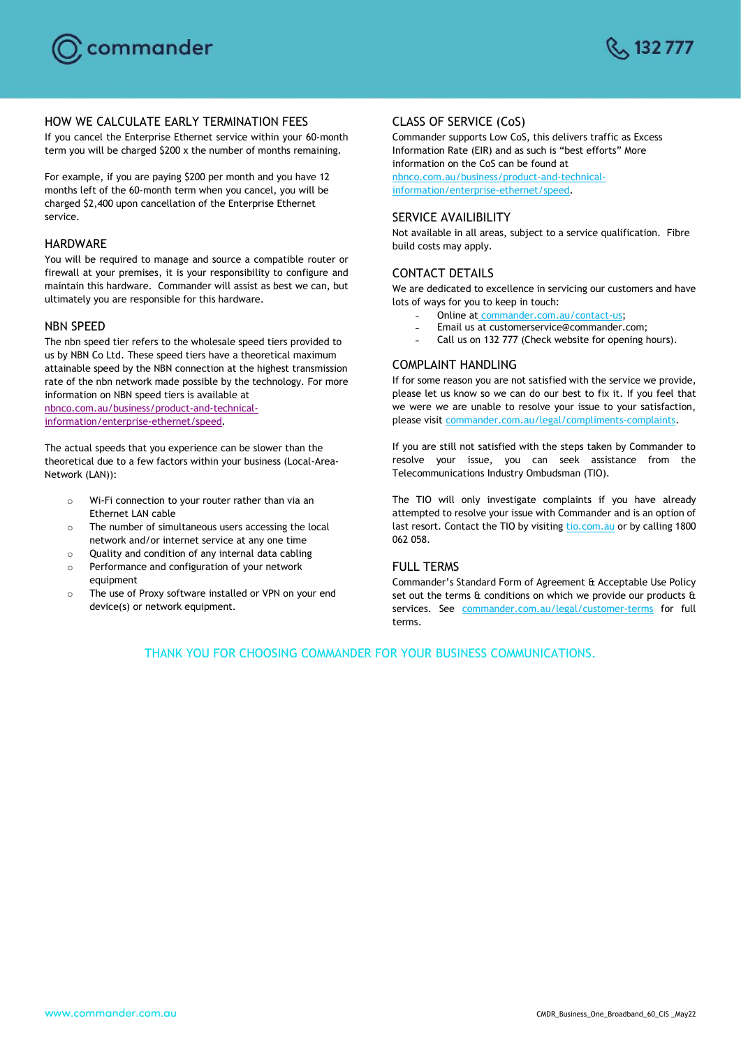## HOW WE CALCULATE EARLY TERMINATION FEES

If you cancel the Enterprise Ethernet service within your 60-month term you will be charged $200 x the number of months remaining.

For example, if you are paying $200 per month and you have 12 months left of the 60-month term when you cancel, you will be charged $2,400 upon cancellation of the Enterprise Ethernet service.

## HARDWARE

You will be required to manage and source a compatible router or firewall at your premises, it is your responsibility to configure and maintain this hardware. Commander will assist as best we can, but ultimately you are responsible for this hardware.

## NBN SPEED

The nbn speed tier refers to the wholesale speed tiers provided to us by NBN Co Ltd. These speed tiers have a theoretical maximum attainable speed by the NBN connection at the highest transmission rate of the nbn network made possible by the technology. For more information on NBN speed tiers is available at nbnco.com.au/business/product-and-technical-information/enterprise-ethernet/speed.

The actual speeds that you experience can be slower than the theoretical due to a few factors within your business (Local-Area-Network (LAN)):

- Wi-Fi connection to your router rather than via an Ethernet LAN cable
- The number of simultaneous users accessing the local network and/or internet service at any one time
- Quality and condition of any internal data cabling
- Performance and configuration of your network equipment
- The use of Proxy software installed or VPN on your end device(s) or network equipment.

## CLASS OF SERVICE (CoS)

Commander supports Low CoS, this delivers traffic as Excess Information Rate (EIR) and as such is "best efforts" More information on the CoS can be found at nbnco.com.au/business/product-and-technical-information/enterprise-ethernet/speed.

## SERVICE AVAILIBILITY

Not available in all areas, subject to a service qualification. Fibre build costs may apply.

## CONTACT DETAILS

We are dedicated to excellence in servicing our customers and have lots of ways for you to keep in touch:

- Online at commander.com.au/contact-us;
- Email us at customerservice@commander.com;
- Call us on 132 777 (Check website for opening hours).

## COMPLAINT HANDLING

If for some reason you are not satisfied with the service we provide, please let us know so we can do our best to fix it. If you feel that we were we are unable to resolve your issue to your satisfaction, please visit commander.com.au/legal/compliments-complaints.

If you are still not satisfied with the steps taken by Commander to resolve your issue, you can seek assistance from the Telecommunications Industry Ombudsman (TIO).

The TIO will only investigate complaints if you have already attempted to resolve your issue with Commander and is an option of last resort. Contact the TIO by visiting tio.com.au or by calling 1800 062 058.

## FULL TERMS

Commander's Standard Form of Agreement & Acceptable Use Policy set out the terms & conditions on which we provide our products & services. See commander.com.au/legal/customer-terms for full terms.

THANK YOU FOR CHOOSING COMMANDER FOR YOUR BUSINESS COMMUNICATIONS.